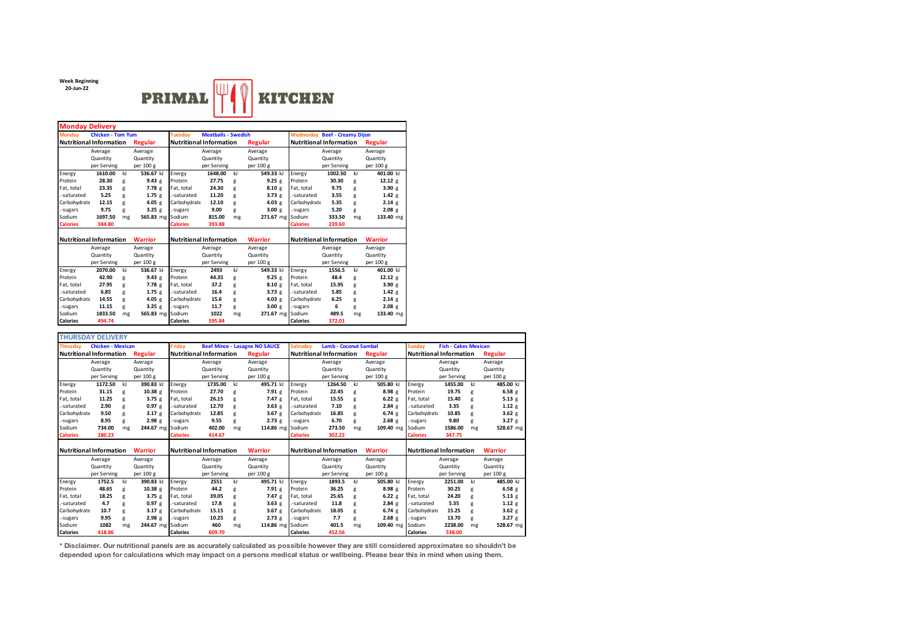Week Beginning
20-Jun-22

# PRIMAL KITCHEN

## Monday Delivery

**Monday** Chicken - Tom Yum

| Nutritional Information | Regular | | | |
|---|---|---|---|---|
| | Average Quantity per Serving | | Average Quantity per 100 g | |
| Energy | 1610.00 | kJ | 536.67 | kJ |
| Protein | 28.30 | g | 9.43 | g |
| Fat, total | 23.35 | g | 7.78 | g |
| -saturated | 5.25 | g | 1.75 | g |
| Carbohydrate | 12.15 | g | 4.05 | g |
| -sugars | 9.75 | g | 3.25 | g |
| Sodium | 1697.50 | mg | 565.83 | mg |
| Calories | 384.80 | | | |

| Nutritional Information | Warrior | | | |
|---|---|---|---|---|
| | Average Quantity per Serving | | Average Quantity per 100 g | |
| Energy | 2070.00 | kJ | 536.67 | kJ |
| Protein | 42.90 | g | 9.43 | g |
| Fat, total | 27.95 | g | 7.78 | g |
| -saturated | 6.85 | g | 1.75 | g |
| Carbohydrate | 14.55 | g | 4.05 | g |
| -sugars | 11.15 | g | 3.25 | g |
| Sodium | 1833.50 | mg | 565.83 | mg |
| Calories | 494.74 | | | |

**Tuesday** Meatballs - Swedish

| Nutritional Information | Regular | | | |
|---|---|---|---|---|
| | Average Quantity per Serving | | Average Quantity per 100 g | |
| Energy | 1648.00 | kJ | 549.33 | kJ |
| Protein | 27.75 | g | 9.25 | g |
| Fat, total | 24.30 | g | 8.10 | g |
| -saturated | 11.20 | g | 3.73 | g |
| Carbohydrate | 12.10 | g | 4.03 | g |
| -sugars | 9.00 | g | 3.00 | g |
| Sodium | 815.00 | mg | 271.67 | mg |
| Calories | 393.88 | | | |

| Nutritional Information | Warrior | | | |
|---|---|---|---|---|
| | Average Quantity per Serving | | Average Quantity per 100 g | |
| Energy | 2493 | kJ | 549.33 | kJ |
| Protein | 44.35 | g | 9.25 | g |
| Fat, total | 37.2 | g | 8.10 | g |
| -saturated | 16.4 | g | 3.73 | g |
| Carbohydrate | 15.6 | g | 4.03 | g |
| -sugars | 11.7 | g | 3.00 | g |
| Sodium | 1022 | mg | 271.67 | mg |
| Calories | 595.84 | | | |

**Wednesday** Beef - Creamy Dijon

| Nutritional Information | Regular | | | |
|---|---|---|---|---|
| | Average Quantity per Serving | | Average Quantity per 100 g | |
| Energy | 1002.50 | kJ | 401.00 | kJ |
| Protein | 30.30 | g | 12.12 | g |
| Fat, total | 9.75 | g | 3.90 | g |
| -saturated | 3.55 | g | 1.42 | g |
| Carbohydrate | 5.35 | g | 2.14 | g |
| -sugars | 5.20 | g | 2.08 | g |
| Sodium | 333.50 | mg | 133.40 | mg |
| Calories | 239.60 | | | |

| Nutritional Information | Warrior | | | |
|---|---|---|---|---|
| | Average Quantity per Serving | | Average Quantity per 100 g | |
| Energy | 1556.5 | kJ | 401.00 | kJ |
| Protein | 48.4 | g | 12.12 | g |
| Fat, total | 15.95 | g | 3.90 | g |
| -saturated | 5.85 | g | 1.42 | g |
| Carbohydrate | 6.25 | g | 2.14 | g |
| -sugars | 6 | g | 2.08 | g |
| Sodium | 489.5 | mg | 133.40 | mg |
| Calories | 372.01 | | | |

## THURSDAY DELIVERY

**Thrusday** Chicken - Mexican

| Nutritional Information | Regular | | | |
|---|---|---|---|---|
| | Average Quantity per Serving | | Average Quantity per 100 g | |
| Energy | 1172.50 | kJ | 390.83 | kJ |
| Protein | 31.15 | g | 10.38 | g |
| Fat, total | 11.25 | g | 3.75 | g |
| -saturated | 2.90 | g | 0.97 | g |
| Carbohydrate | 9.50 | g | 3.17 | g |
| -sugars | 8.95 | g | 2.98 | g |
| Sodium | 734.00 | mg | 244.67 | mg |
| Calories | 280.23 | | | |

| Nutritional Information | Warrior | | | |
|---|---|---|---|---|
| | Average Quantity per Serving | | Average Quantity per 100 g | |
| Energy | 1752.5 | kJ | 390.83 | kJ |
| Protein | 48.65 | g | 10.38 | g |
| Fat, total | 18.25 | g | 3.75 | g |
| -saturated | 4.7 | g | 0.97 | g |
| Carbohydrate | 10.7 | g | 3.17 | g |
| -sugars | 9.95 | g | 2.98 | g |
| Sodium | 1082 | mg | 244.67 | mg |
| Calories | 418.86 | | | |

**Friday** Beef Mince - Lasagne NO SAUCE

| Nutritional Information | Regular | | | |
|---|---|---|---|---|
| | Average Quantity per Serving | | Average Quantity per 100 g | |
| Energy | 1735.00 | kJ | 495.71 | kJ |
| Protein | 27.70 | g | 7.91 | g |
| Fat, total | 26.15 | g | 7.47 | g |
| -saturated | 12.70 | g | 3.63 | g |
| Carbohydrate | 12.85 | g | 3.67 | g |
| -sugars | 9.55 | g | 2.73 | g |
| Sodium | 402.00 | mg | 114.86 | mg |
| Calories | 414.67 | | | |

| Nutritional Information | Warrior | | | |
|---|---|---|---|---|
| | Average Quantity per Serving | | Average Quantity per 100 g | |
| Energy | 2551 | kJ | 495.71 | kJ |
| Protein | 44.2 | g | 7.91 | g |
| Fat, total | 39.05 | g | 7.47 | g |
| -saturated | 17.8 | g | 3.63 | g |
| Carbohydrate | 15.15 | g | 3.67 | g |
| -sugars | 10.25 | g | 2.73 | g |
| Sodium | 460 | mg | 114.86 | mg |
| Calories | 609.70 | | | |

**Satruday** Lamb - Coconut Sambal

| Nutritional Information | Regular | | | |
|---|---|---|---|---|
| | Average Quantity per Serving | | Average Quantity per 100 g | |
| Energy | 1264.50 | kJ | 505.80 | kJ |
| Protein | 22.45 | g | 8.98 | g |
| Fat, total | 15.55 | g | 6.22 | g |
| -saturated | 7.10 | g | 2.84 | g |
| Carbohydrate | 16.85 | g | 6.74 | g |
| -sugars | 6.70 | g | 2.68 | g |
| Sodium | 273.50 | mg | 109.40 | mg |
| Calories | 302.22 | | | |

| Nutritional Information | Warrior | | | |
|---|---|---|---|---|
| | Average Quantity per Serving | | Average Quantity per 100 g | |
| Energy | 1893.5 | kJ | 505.80 | kJ |
| Protein | 36.25 | g | 8.98 | g |
| Fat, total | 25.65 | g | 6.22 | g |
| -saturated | 11.8 | g | 2.84 | g |
| Carbohydrate | 18.05 | g | 6.74 | g |
| -sugars | 7.7 | g | 2.68 | g |
| Sodium | 401.5 | mg | 109.40 | mg |
| Calories | 452.56 | | | |

**Sunday** Fish - Cakes Mexican

| Nutritional Information | Regular | | | |
|---|---|---|---|---|
| | Average Quantity per Serving | | Average Quantity per 100 g | |
| Energy | 1455.00 | kJ | 485.00 | kJ |
| Protein | 19.75 | g | 6.58 | g |
| Fat, total | 15.40 | g | 5.13 | g |
| -saturated | 3.35 | g | 1.12 | g |
| Carbohydrate | 10.85 | g | 3.62 | g |
| -sugars | 9.80 | g | 3.27 | g |
| Sodium | 1586.00 | mg | 528.67 | mg |
| Calories | 347.75 | | | |

| Nutritional Information | Warrior | | | |
|---|---|---|---|---|
| | Average Quantity per Serving | | Average Quantity per 100 g | |
| Energy | 2251.00 | kJ | 485.00 | kJ |
| Protein | 30.25 | g | 6.58 | g |
| Fat, total | 24.20 | g | 5.13 | g |
| -saturated | 5.35 | g | 1.12 | g |
| Carbohydrate | 15.25 | g | 3.62 | g |
| -sugars | 13.70 | g | 3.27 | g |
| Sodium | 2238.00 | mg | 528.67 | mg |
| Calories | 538.00 | | | |

**\* Disclaimer. Our nutritional panels are as accurately calculated as possible however they are still considered approximates so shouldn't be depended upon for calculations which may impact on a persons medical status or wellbeing. Please bear this in mind when using them.**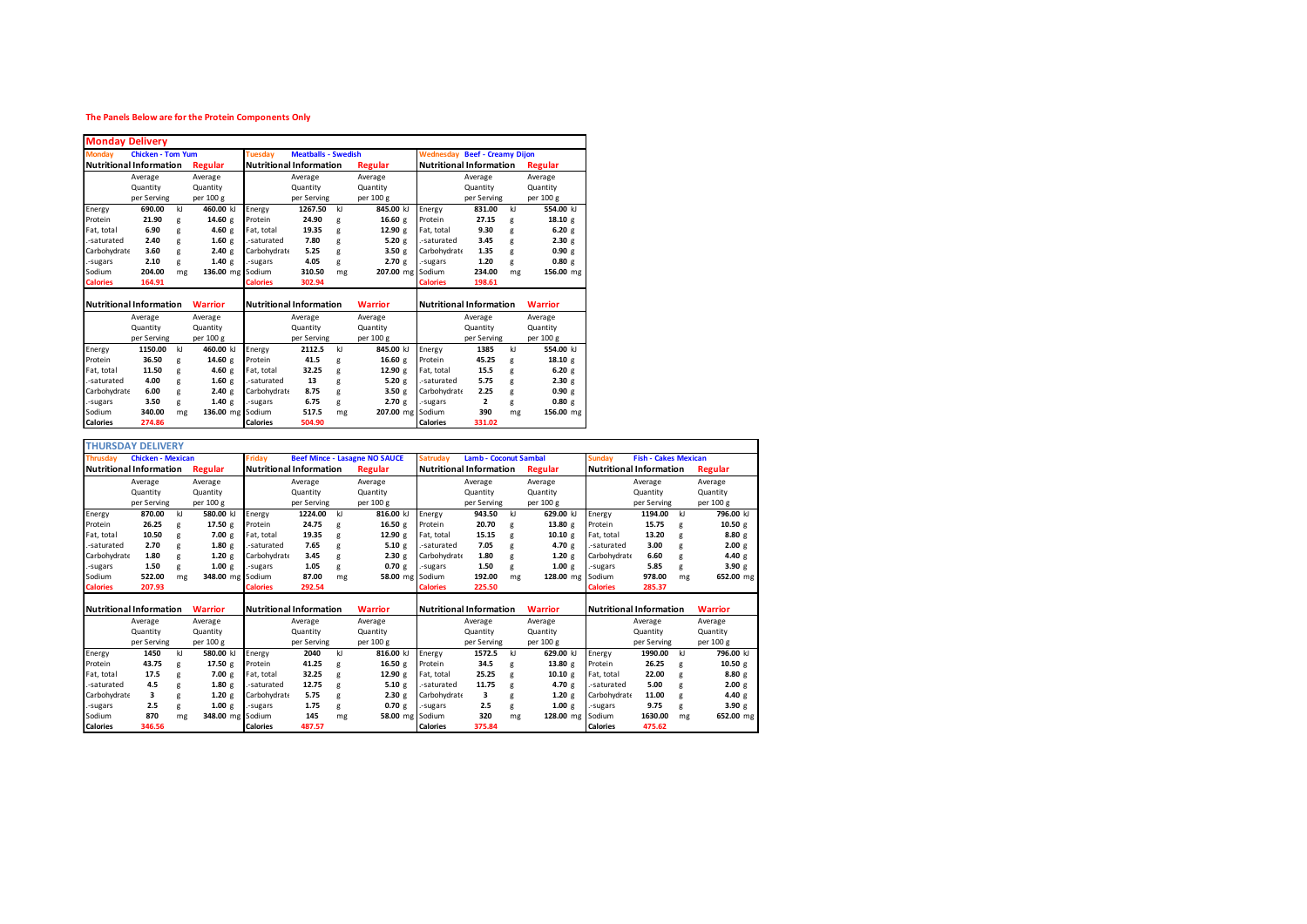**The Panels Below are for the Protein Components Only**

## Monday Delivery

**Monday – Chicken - Tom Yum**

| Nutritional Information | Average Quantity per Serving | | Average Quantity per 100 g | |
|---|---|---|---|---|
| | **Regular** | | | |
| Energy | 690.00 | kJ | 460.00 | kJ |
| Protein | 21.90 | g | 14.60 | g |
| Fat, total | 6.90 | g | 4.60 | g |
| .-saturated | 2.40 | g | 1.60 | g |
| Carbohydrate | 3.60 | g | 2.40 | g |
| .-sugars | 2.10 | g | 1.40 | g |
| Sodium | 204.00 | mg | 136.00 | mg |
| Calories | 164.91 | | | |
| | **Warrior** | | | |
| Energy | 1150.00 | kJ | 460.00 | kJ |
| Protein | 36.50 | g | 14.60 | g |
| Fat, total | 11.50 | g | 4.60 | g |
| .-saturated | 4.00 | g | 1.60 | g |
| Carbohydrate | 6.00 | g | 2.40 | g |
| .-sugars | 3.50 | g | 1.40 | g |
| Sodium | 340.00 | mg | 136.00 | mg |
| Calories | 274.86 | | | |

**Tuesday – Meatballs - Swedish**

| Nutritional Information | Average Quantity per Serving | | Average Quantity per 100 g | |
|---|---|---|---|---|
| | **Regular** | | | |
| Energy | 1267.50 | kJ | 845.00 | kJ |
| Protein | 24.90 | g | 16.60 | g |
| Fat, total | 19.35 | g | 12.90 | g |
| .-saturated | 7.80 | g | 5.20 | g |
| Carbohydrate | 5.25 | g | 3.50 | g |
| .-sugars | 4.05 | g | 2.70 | g |
| Sodium | 310.50 | mg | 207.00 | mg |
| Calories | 302.94 | | | |
| | **Warrior** | | | |
| Energy | 2112.5 | kJ | 845.00 | kJ |
| Protein | 41.5 | g | 16.60 | g |
| Fat, total | 32.25 | g | 12.90 | g |
| .-saturated | 13 | g | 5.20 | g |
| Carbohydrate | 8.75 | g | 3.50 | g |
| .-sugars | 6.75 | g | 2.70 | g |
| Sodium | 517.5 | mg | 207.00 | mg |
| Calories | 504.90 | | | |

**Wednesday – Beef - Creamy Dijon**

| Nutritional Information | Average Quantity per Serving | | Average Quantity per 100 g | |
|---|---|---|---|---|
| | **Regular** | | | |
| Energy | 831.00 | kJ | 554.00 | kJ |
| Protein | 27.15 | g | 18.10 | g |
| Fat, total | 9.30 | g | 6.20 | g |
| .-saturated | 3.45 | g | 2.30 | g |
| Carbohydrate | 1.35 | g | 0.90 | g |
| .-sugars | 1.20 | g | 0.80 | g |
| Sodium | 234.00 | mg | 156.00 | mg |
| Calories | 198.61 | | | |
| | **Warrior** | | | |
| Energy | 1385 | kJ | 554.00 | kJ |
| Protein | 45.25 | g | 18.10 | g |
| Fat, total | 15.5 | g | 6.20 | g |
| .-saturated | 5.75 | g | 2.30 | g |
| Carbohydrate | 2.25 | g | 0.90 | g |
| .-sugars | 2 | g | 0.80 | g |
| Sodium | 390 | mg | 156.00 | mg |
| Calories | 331.02 | | | |

## THURSDAY DELIVERY

**Thrusday – Chicken - Mexican**

| Nutritional Information | Average Quantity per Serving | | Average Quantity per 100 g | |
|---|---|---|---|---|
| | **Regular** | | | |
| Energy | 870.00 | kJ | 580.00 | kJ |
| Protein | 26.25 | g | 17.50 | g |
| Fat, total | 10.50 | g | 7.00 | g |
| .-saturated | 2.70 | g | 1.80 | g |
| Carbohydrate | 1.80 | g | 1.20 | g |
| .-sugars | 1.50 | g | 1.00 | g |
| Sodium | 522.00 | mg | 348.00 | mg |
| Calories | 207.93 | | | |
| | **Warrior** | | | |
| Energy | 1450 | kJ | 580.00 | kJ |
| Protein | 43.75 | g | 17.50 | g |
| Fat, total | 17.5 | g | 7.00 | g |
| .-saturated | 4.5 | g | 1.80 | g |
| Carbohydrate | 3 | g | 1.20 | g |
| .-sugars | 2.5 | g | 1.00 | g |
| Sodium | 870 | mg | 348.00 | mg |
| Calories | 346.56 | | | |

**Friday – Beef Mince - Lasagne NO SAUCE**

| Nutritional Information | Average Quantity per Serving | | Average Quantity per 100 g | |
|---|---|---|---|---|
| | **Regular** | | | |
| Energy | 1224.00 | kJ | 816.00 | kJ |
| Protein | 24.75 | g | 16.50 | g |
| Fat, total | 19.35 | g | 12.90 | g |
| .-saturated | 7.65 | g | 5.10 | g |
| Carbohydrate | 3.45 | g | 2.30 | g |
| .-sugars | 1.05 | g | 0.70 | g |
| Sodium | 87.00 | mg | 58.00 | mg |
| Calories | 292.54 | | | |
| | **Warrior** | | | |
| Energy | 2040 | kJ | 816.00 | kJ |
| Protein | 41.25 | g | 16.50 | g |
| Fat, total | 32.25 | g | 12.90 | g |
| .-saturated | 12.75 | g | 5.10 | g |
| Carbohydrate | 5.75 | g | 2.30 | g |
| .-sugars | 1.75 | g | 0.70 | g |
| Sodium | 145 | mg | 58.00 | mg |
| Calories | 487.57 | | | |

**Satruday – Lamb - Coconut Sambal**

| Nutritional Information | Average Quantity per Serving | | Average Quantity per 100 g | |
|---|---|---|---|---|
| | **Regular** | | | |
| Energy | 943.50 | kJ | 629.00 | kJ |
| Protein | 20.70 | g | 13.80 | g |
| Fat, total | 15.15 | g | 10.10 | g |
| .-saturated | 7.05 | g | 4.70 | g |
| Carbohydrate | 1.80 | g | 1.20 | g |
| .-sugars | 1.50 | g | 1.00 | g |
| Sodium | 192.00 | mg | 128.00 | mg |
| Calories | 225.50 | | | |
| | **Warrior** | | | |
| Energy | 1572.5 | kJ | 629.00 | kJ |
| Protein | 34.5 | g | 13.80 | g |
| Fat, total | 25.25 | g | 10.10 | g |
| .-saturated | 11.75 | g | 4.70 | g |
| Carbohydrate | 3 | g | 1.20 | g |
| .-sugars | 2.5 | g | 1.00 | g |
| Sodium | 320 | mg | 128.00 | mg |
| Calories | 375.84 | | | |

**Sunday – Fish - Cakes Mexican**

| Nutritional Information | Average Quantity per Serving | | Average Quantity per 100 g | |
|---|---|---|---|---|
| | **Regular** | | | |
| Energy | 1194.00 | kJ | 796.00 | kJ |
| Protein | 15.75 | g | 10.50 | g |
| Fat, total | 13.20 | g | 8.80 | g |
| .-saturated | 3.00 | g | 2.00 | g |
| Carbohydrate | 6.60 | g | 4.40 | g |
| .-sugars | 5.85 | g | 3.90 | g |
| Sodium | 978.00 | mg | 652.00 | mg |
| Calories | 285.37 | | | |
| | **Warrior** | | | |
| Energy | 1990.00 | kJ | 796.00 | kJ |
| Protein | 26.25 | g | 10.50 | g |
| Fat, total | 22.00 | g | 8.80 | g |
| .-saturated | 5.00 | g | 2.00 | g |
| Carbohydrate | 11.00 | g | 4.40 | g |
| .-sugars | 9.75 | g | 3.90 | g |
| Sodium | 1630.00 | mg | 652.00 | mg |
| Calories | 475.62 | | | |